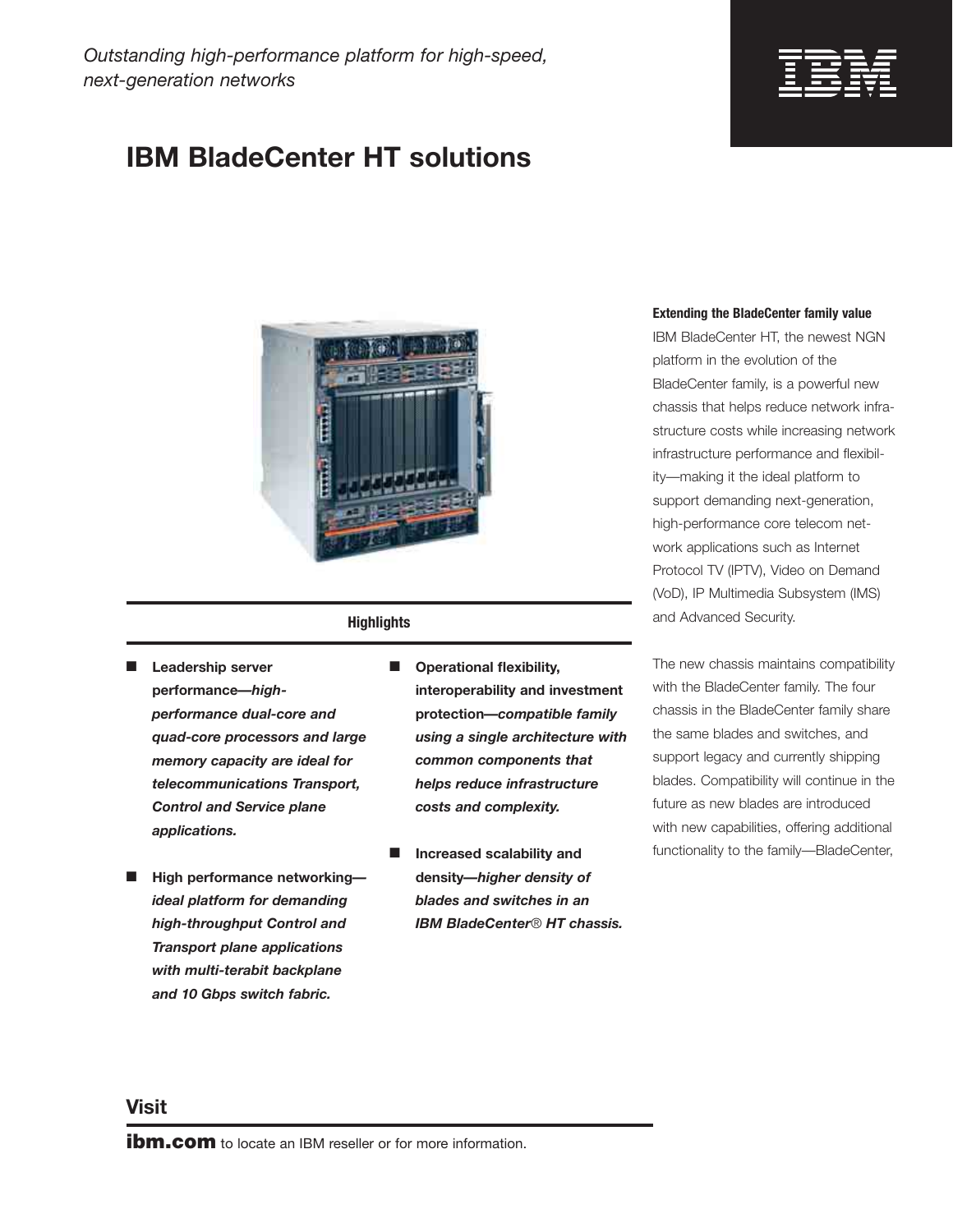*Outstanding high-performance platform for high-speed, next-generation networks*

# IBM BladeCenter HT solutions

### Highlights

- **Leadership server performance—*high-performance dual-core and quad-core processors and large memory capacity are ideal for telecommunications Transport, Control and Service plane applications.***
- **High performance networking—*ideal platform for demanding high-throughput Control and Transport plane applications with multi-terabit backplane and 10 Gbps switch fabric.***
- **Operational flexibility, interoperability and investment protection—*compatible family using a single architecture with common components that helps reduce infrastructure costs and complexity.***
- **Increased scalability and density—*higher density of blades and switches in an IBM BladeCenter® HT chassis.***

**Extending the BladeCenter family value**

IBM BladeCenter HT, the newest NGN platform in the evolution of the BladeCenter family, is a powerful new chassis that helps reduce network infrastructure costs while increasing network infrastructure performance and flexibility—making it the ideal platform to support demanding next-generation, high-performance core telecom network applications such as Internet Protocol TV (IPTV), Video on Demand (VoD), IP Multimedia Subsystem (IMS) and Advanced Security.

The new chassis maintains compatibility with the BladeCenter family. The four chassis in the BladeCenter family share the same blades and switches, and support legacy and currently shipping blades. Compatibility will continue in the future as new blades are introduced with new capabilities, offering additional functionality to the family—BladeCenter,

## Visit

**ibm.com** to locate an IBM reseller or for more information.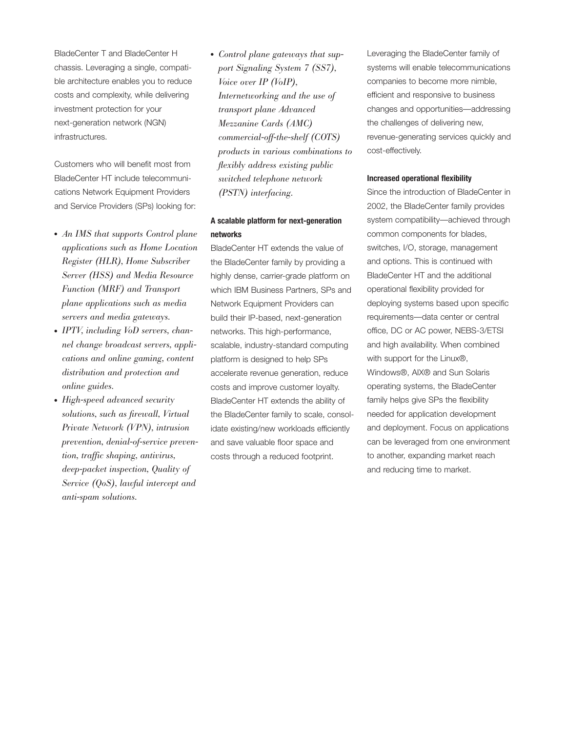BladeCenter T and BladeCenter H chassis. Leveraging a single, compatible architecture enables you to reduce costs and complexity, while delivering investment protection for your next-generation network (NGN) infrastructures.

Customers who will benefit most from BladeCenter HT include telecommunications Network Equipment Providers and Service Providers (SPs) looking for:

- *An IMS that supports Control plane applications such as Home Location Register (HLR), Home Subscriber Server (HSS) and Media Resource Function (MRF) and Transport plane applications such as media servers and media gateways.*
- *IPTV, including VoD servers, channel change broadcast servers, applications and online gaming, content distribution and protection and online guides.*
- *High-speed advanced security solutions, such as firewall, Virtual Private Network (VPN), intrusion prevention, denial-of-service prevention, traffic shaping, antivirus, deep-packet inspection, Quality of Service (QoS), lawful intercept and anti-spam solutions.*
- *Control plane gateways that support Signaling System 7 (SS7), Voice over IP (VoIP), Internetworking and the use of transport plane Advanced Mezzanine Cards (AMC) commercial-off-the-shelf (COTS) products in various combinations to flexibly address existing public switched telephone network (PSTN) interfacing.*

**A scalable platform for next-generation networks**

BladeCenter HT extends the value of the BladeCenter family by providing a highly dense, carrier-grade platform on which IBM Business Partners, SPs and Network Equipment Providers can build their IP-based, next-generation networks. This high-performance, scalable, industry-standard computing platform is designed to help SPs accelerate revenue generation, reduce costs and improve customer loyalty. BladeCenter HT extends the ability of the BladeCenter family to scale, consolidate existing/new workloads efficiently and save valuable floor space and costs through a reduced footprint.

Leveraging the BladeCenter family of systems will enable telecommunications companies to become more nimble, efficient and responsive to business changes and opportunities—addressing the challenges of delivering new, revenue-generating services quickly and cost-effectively.

**Increased operational flexibility**

Since the introduction of BladeCenter in 2002, the BladeCenter family provides system compatibility—achieved through common components for blades, switches, I/O, storage, management and options. This is continued with BladeCenter HT and the additional operational flexibility provided for deploying systems based upon specific requirements—data center or central office, DC or AC power, NEBS-3/ETSI and high availability. When combined with support for the Linux®, Windows®, AIX® and Sun Solaris operating systems, the BladeCenter family helps give SPs the flexibility needed for application development and deployment. Focus on applications can be leveraged from one environment to another, expanding market reach and reducing time to market.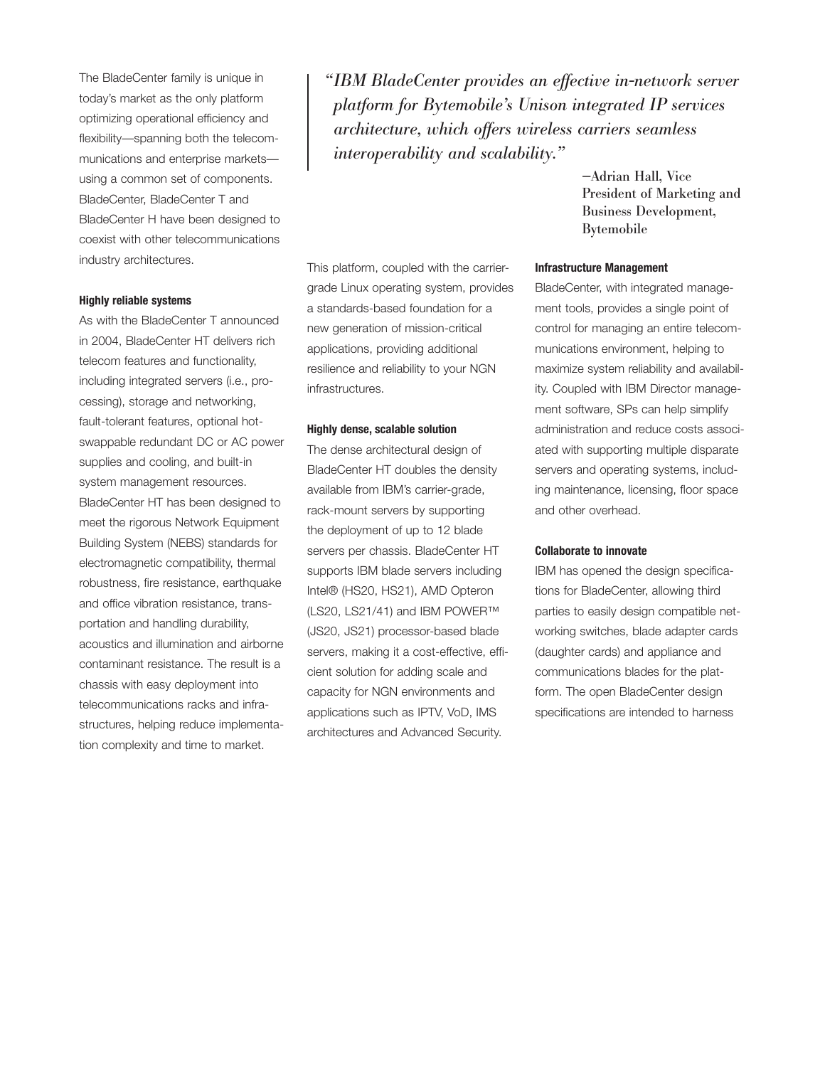The BladeCenter family is unique in today's market as the only platform optimizing operational efficiency and flexibility—spanning both the telecommunications and enterprise markets—using a common set of components. BladeCenter, BladeCenter T and BladeCenter H have been designed to coexist with other telecommunications industry architectures.

> *"IBM BladeCenter provides an effective in-network server platform for Bytemobile's Unison integrated IP services architecture, which offers wireless carriers seamless interoperability and scalability."*
>
> —Adrian Hall, Vice President of Marketing and Business Development, Bytemobile

**Highly reliable systems**

As with the BladeCenter T announced in 2004, BladeCenter HT delivers rich telecom features and functionality, including integrated servers (i.e., processing), storage and networking, fault-tolerant features, optional hot-swappable redundant DC or AC power supplies and cooling, and built-in system management resources. BladeCenter HT has been designed to meet the rigorous Network Equipment Building System (NEBS) standards for electromagnetic compatibility, thermal robustness, fire resistance, earthquake and office vibration resistance, transportation and handling durability, acoustics and illumination and airborne contaminant resistance. The result is a chassis with easy deployment into telecommunications racks and infrastructures, helping reduce implementation complexity and time to market.

This platform, coupled with the carrier-grade Linux operating system, provides a standards-based foundation for a new generation of mission-critical applications, providing additional resilience and reliability to your NGN infrastructures.

**Highly dense, scalable solution**

The dense architectural design of BladeCenter HT doubles the density available from IBM's carrier-grade, rack-mount servers by supporting the deployment of up to 12 blade servers per chassis. BladeCenter HT supports IBM blade servers including Intel® (HS20, HS21), AMD Opteron (LS20, LS21/41) and IBM POWER™ (JS20, JS21) processor-based blade servers, making it a cost-effective, efficient solution for adding scale and capacity for NGN environments and applications such as IPTV, VoD, IMS architectures and Advanced Security.

**Infrastructure Management**

BladeCenter, with integrated management tools, provides a single point of control for managing an entire telecommunications environment, helping to maximize system reliability and availability. Coupled with IBM Director management software, SPs can help simplify administration and reduce costs associated with supporting multiple disparate servers and operating systems, including maintenance, licensing, floor space and other overhead.

**Collaborate to innovate**

IBM has opened the design specifications for BladeCenter, allowing third parties to easily design compatible networking switches, blade adapter cards (daughter cards) and appliance and communications blades for the platform. The open BladeCenter design specifications are intended to harness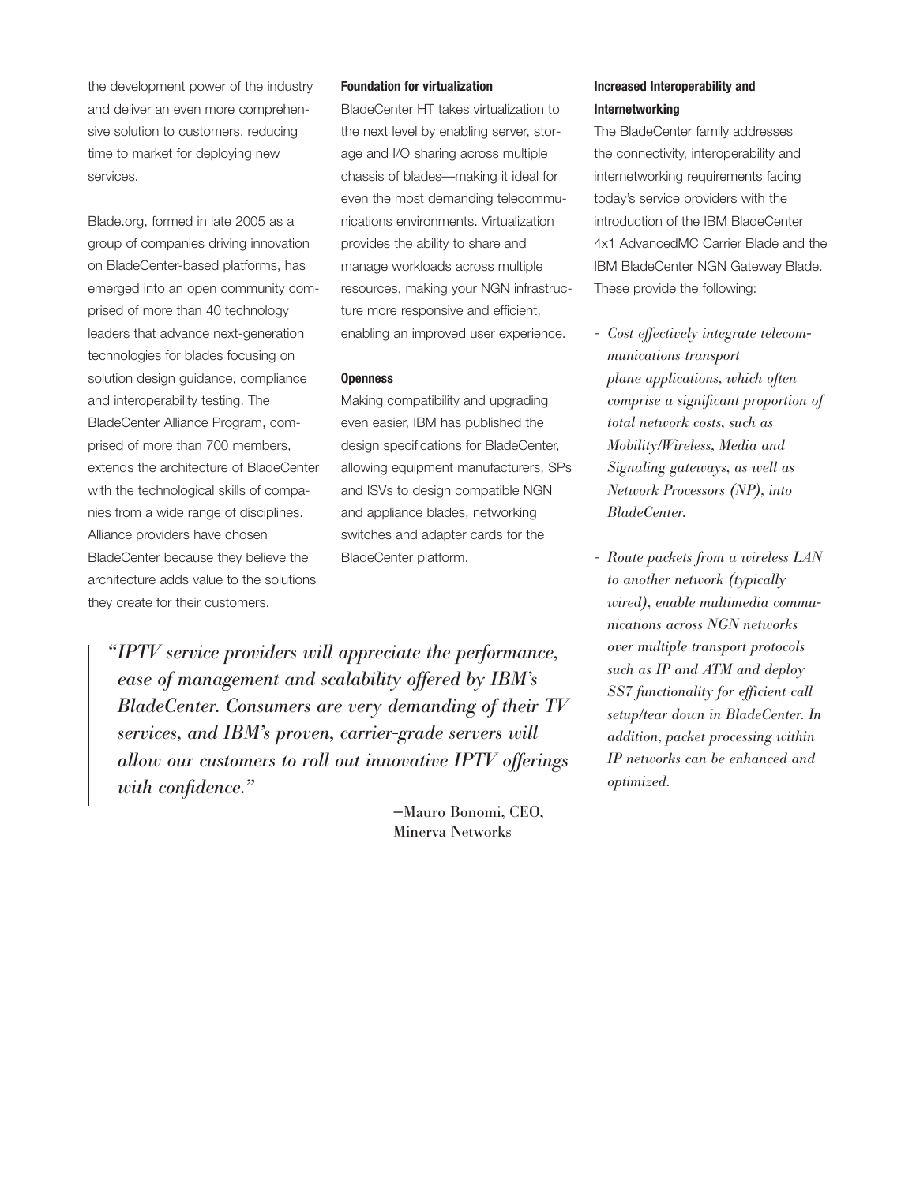the development power of the industry and deliver an even more comprehensive solution to customers, reducing time to market for deploying new services.

Blade.org, formed in late 2005 as a group of companies driving innovation on BladeCenter-based platforms, has emerged into an open community comprised of more than 40 technology leaders that advance next-generation technologies for blades focusing on solution design guidance, compliance and interoperability testing. The BladeCenter Alliance Program, comprised of more than 700 members, extends the architecture of BladeCenter with the technological skills of companies from a wide range of disciplines. Alliance providers have chosen BladeCenter because they believe the architecture adds value to the solutions they create for their customers.

**Foundation for virtualization**

BladeCenter HT takes virtualization to the next level by enabling server, storage and I/O sharing across multiple chassis of blades—making it ideal for even the most demanding telecommunications environments. Virtualization provides the ability to share and manage workloads across multiple resources, making your NGN infrastructure more responsive and efficient, enabling an improved user experience.

**Openness**

Making compatibility and upgrading even easier, IBM has published the design specifications for BladeCenter, allowing equipment manufacturers, SPs and ISVs to design compatible NGN and appliance blades, networking switches and adapter cards for the BladeCenter platform.

> *"IPTV service providers will appreciate the performance, ease of management and scalability offered by IBM's BladeCenter. Consumers are very demanding of their TV services, and IBM's proven, carrier-grade servers will allow our customers to roll out innovative IPTV offerings with confidence."*
>
> —Mauro Bonomi, CEO, Minerva Networks

**Increased Interoperability and Internetworking**

The BladeCenter family addresses the connectivity, interoperability and internetworking requirements facing today's service providers with the introduction of the IBM BladeCenter 4x1 AdvancedMC Carrier Blade and the IBM BladeCenter NGN Gateway Blade. These provide the following:

- *Cost effectively integrate telecommunications transport plane applications, which often comprise a significant proportion of total network costs, such as Mobility/Wireless, Media and Signaling gateways, as well as Network Processors (NP), into BladeCenter.*
- *Route packets from a wireless LAN to another network (typically wired), enable multimedia communications across NGN networks over multiple transport protocols such as IP and ATM and deploy SS7 functionality for efficient call setup/tear down in BladeCenter. In addition, packet processing within IP networks can be enhanced and optimized.*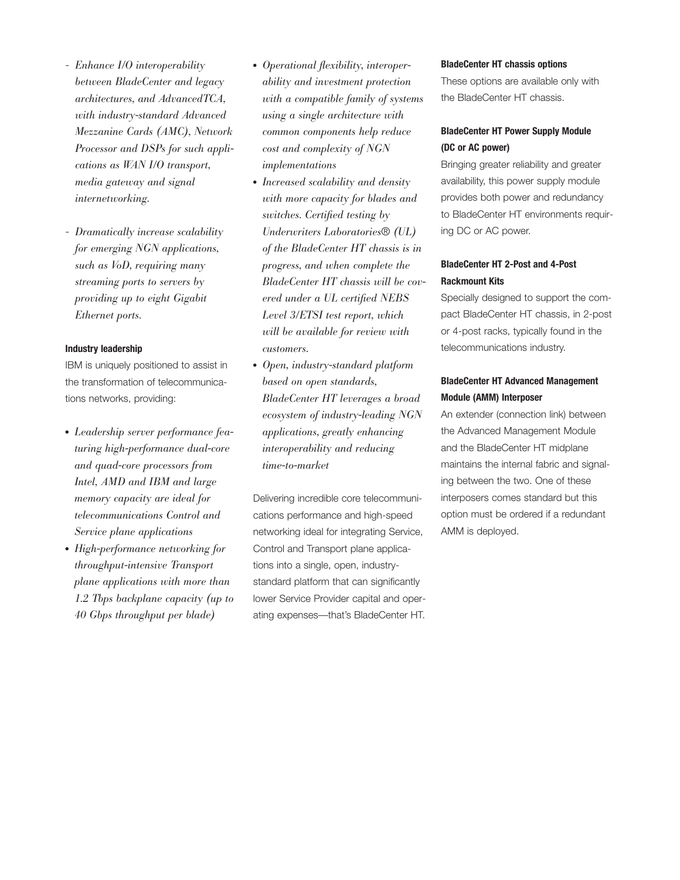- *Enhance I/O interoperability between BladeCenter and legacy architectures, and AdvancedTCA, with industry-standard Advanced Mezzanine Cards (AMC), Network Processor and DSPs for such applications as WAN I/O transport, media gateway and signal internetworking.*

- *Dramatically increase scalability for emerging NGN applications, such as VoD, requiring many streaming ports to servers by providing up to eight Gigabit Ethernet ports.*

#### Industry leadership

IBM is uniquely positioned to assist in the transformation of telecommunications networks, providing:

- *Leadership server performance featuring high-performance dual-core and quad-core processors from Intel, AMD and IBM and large memory capacity are ideal for telecommunications Control and Service plane applications*
- *High-performance networking for throughput-intensive Transport plane applications with more than 1.2 Tbps backplane capacity (up to 40 Gbps throughput per blade)*
- *Operational flexibility, interoperability and investment protection with a compatible family of systems using a single architecture with common components help reduce cost and complexity of NGN implementations*
- *Increased scalability and density with more capacity for blades and switches. Certified testing by Underwriters Laboratories® (UL) of the BladeCenter HT chassis is in progress, and when complete the BladeCenter HT chassis will be covered under a UL certified NEBS Level 3/ETSI test report, which will be available for review with customers.*
- *Open, industry-standard platform based on open standards, BladeCenter HT leverages a broad ecosystem of industry-leading NGN applications, greatly enhancing interoperability and reducing time-to-market*

Delivering incredible core telecommunications performance and high-speed networking ideal for integrating Service, Control and Transport plane applications into a single, open, industry-standard platform that can significantly lower Service Provider capital and operating expenses—that's BladeCenter HT.

#### BladeCenter HT chassis options

These options are available only with the BladeCenter HT chassis.

#### BladeCenter HT Power Supply Module (DC or AC power)

Bringing greater reliability and greater availability, this power supply module provides both power and redundancy to BladeCenter HT environments requiring DC or AC power.

#### BladeCenter HT 2-Post and 4-Post Rackmount Kits

Specially designed to support the compact BladeCenter HT chassis, in 2-post or 4-post racks, typically found in the telecommunications industry.

#### BladeCenter HT Advanced Management Module (AMM) Interposer

An extender (connection link) between the Advanced Management Module and the BladeCenter HT midplane maintains the internal fabric and signaling between the two. One of these interposers comes standard but this option must be ordered if a redundant AMM is deployed.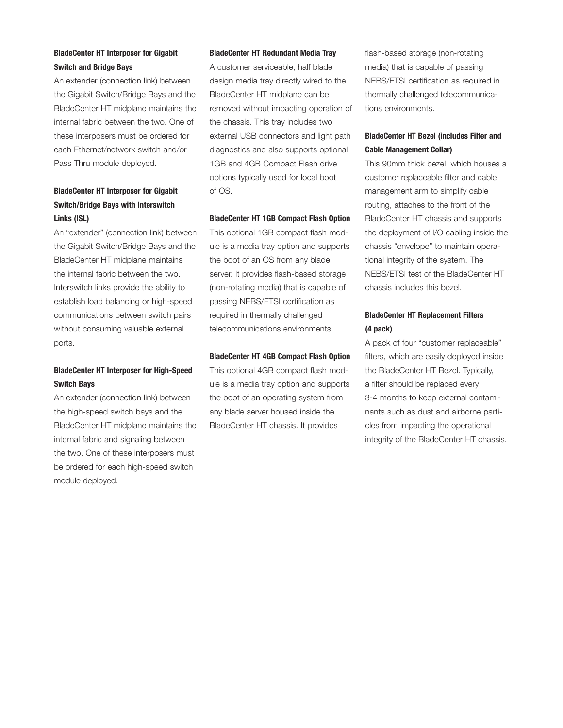**BladeCenter HT Interposer for Gigabit Switch and Bridge Bays**

An extender (connection link) between the Gigabit Switch/Bridge Bays and the BladeCenter HT midplane maintains the internal fabric between the two. One of these interposers must be ordered for each Ethernet/network switch and/or Pass Thru module deployed.

**BladeCenter HT Interposer for Gigabit Switch/Bridge Bays with Interswitch Links (ISL)**

An "extender" (connection link) between the Gigabit Switch/Bridge Bays and the BladeCenter HT midplane maintains the internal fabric between the two. Interswitch links provide the ability to establish load balancing or high-speed communications between switch pairs without consuming valuable external ports.

**BladeCenter HT Interposer for High-Speed Switch Bays**

An extender (connection link) between the high-speed switch bays and the BladeCenter HT midplane maintains the internal fabric and signaling between the two. One of these interposers must be ordered for each high-speed switch module deployed.

**BladeCenter HT Redundant Media Tray**

A customer serviceable, half blade design media tray directly wired to the BladeCenter HT midplane can be removed without impacting operation of the chassis. This tray includes two external USB connectors and light path diagnostics and also supports optional 1GB and 4GB Compact Flash drive options typically used for local boot of OS.

**BladeCenter HT 1GB Compact Flash Option**

This optional 1GB compact flash module is a media tray option and supports the boot of an OS from any blade server. It provides flash-based storage (non-rotating media) that is capable of passing NEBS/ETSI certification as required in thermally challenged telecommunications environments.

**BladeCenter HT 4GB Compact Flash Option**

This optional 4GB compact flash module is a media tray option and supports the boot of an operating system from any blade server housed inside the BladeCenter HT chassis. It provides flash-based storage (non-rotating media) that is capable of passing NEBS/ETSI certification as required in thermally challenged telecommunications environments.

**BladeCenter HT Bezel (includes Filter and Cable Management Collar)**

This 90mm thick bezel, which houses a customer replaceable filter and cable management arm to simplify cable routing, attaches to the front of the BladeCenter HT chassis and supports the deployment of I/O cabling inside the chassis "envelope" to maintain operational integrity of the system. The NEBS/ETSI test of the BladeCenter HT chassis includes this bezel.

**BladeCenter HT Replacement Filters (4 pack)**

A pack of four "customer replaceable" filters, which are easily deployed inside the BladeCenter HT Bezel. Typically, a filter should be replaced every 3-4 months to keep external contaminants such as dust and airborne particles from impacting the operational integrity of the BladeCenter HT chassis.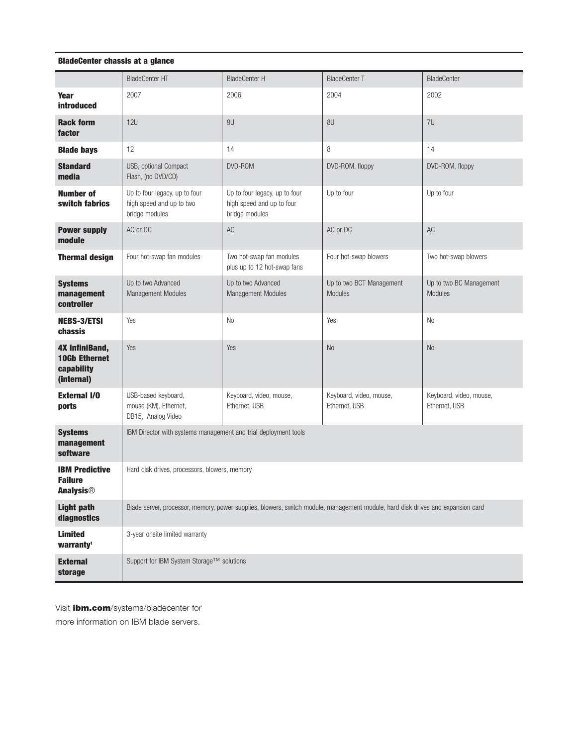**BladeCenter chassis at a glance**

| | BladeCenter HT | BladeCenter H | BladeCenter T | BladeCenter |
|---|---|---|---|---|
| **Year introduced** | 2007 | 2006 | 2004 | 2002 |
| **Rack form factor** | 12U | 9U | 8U | 7U |
| **Blade bays** | 12 | 14 | 8 | 14 |
| **Standard media** | USB, optional Compact Flash, (no DVD/CD) | DVD-ROM | DVD-ROM, floppy | DVD-ROM, floppy |
| **Number of switch fabrics** | Up to four legacy, up to four high speed and up to two bridge modules | Up to four legacy, up to four high speed and up to four bridge modules | Up to four | Up to four |
| **Power supply module** | AC or DC | AC | AC or DC | AC |
| **Thermal design** | Four hot-swap fan modules | Two hot-swap fan modules plus up to 12 hot-swap fans | Four hot-swap blowers | Two hot-swap blowers |
| **Systems management controller** | Up to two Advanced Management Modules | Up to two Advanced Management Modules | Up to two BCT Management Modules | Up to two BC Management Modules |
| **NEBS-3/ETSI chassis** | Yes | No | Yes | No |
| **4X InfiniBand, 10Gb Ethernet capability (internal)** | Yes | Yes | No | No |
| **External I/O ports** | USB-based keyboard, mouse (KM), Ethernet, DB15, Analog Video | Keyboard, video, mouse, Ethernet, USB | Keyboard, video, mouse, Ethernet, USB | Keyboard, video, mouse, Ethernet, USB |
| **Systems management software** | IBM Director with systems management and trial deployment tools | | | |
| **IBM Predictive Failure Analysis®** | Hard disk drives, processors, blowers, memory | | | |
| **Light path diagnostics** | Blade server, processor, memory, power supplies, blowers, switch module, management module, hard disk drives and expansion card | | | |
| **Limited warranty[1]** | 3-year onsite limited warranty | | | |
| **External storage** | Support for IBM System Storage™ solutions | | | |

Visit **ibm.com**/systems/bladecenter for more information on IBM blade servers.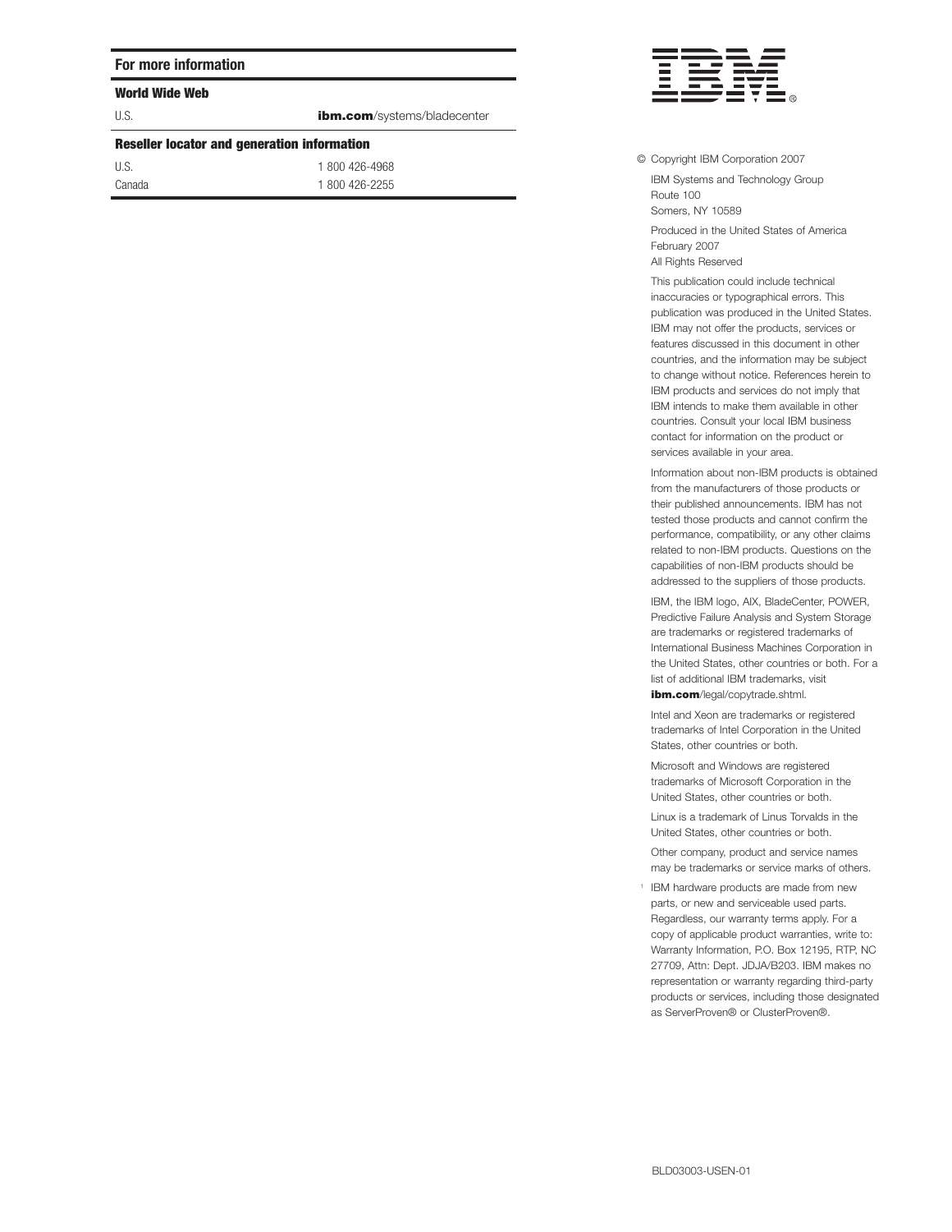## For more information

| World Wide Web | |
|---|---|
| U.S. | **ibm.com**/systems/bladecenter |

| Reseller locator and generation information | |
|---|---|
| U.S. | 1 800 426-4968 |
| Canada | 1 800 426-2255 |

© Copyright IBM Corporation 2007

IBM Systems and Technology Group
Route 100
Somers, NY 10589

Produced in the United States of America
February 2007
All Rights Reserved

This publication could include technical inaccuracies or typographical errors. This publication was produced in the United States. IBM may not offer the products, services or features discussed in this document in other countries, and the information may be subject to change without notice. References herein to IBM products and services do not imply that IBM intends to make them available in other countries. Consult your local IBM business contact for information on the product or services available in your area.

Information about non-IBM products is obtained from the manufacturers of those products or their published announcements. IBM has not tested those products and cannot confirm the performance, compatibility, or any other claims related to non-IBM products. Questions on the capabilities of non-IBM products should be addressed to the suppliers of those products.

IBM, the IBM logo, AIX, BladeCenter, POWER, Predictive Failure Analysis and System Storage are trademarks or registered trademarks of International Business Machines Corporation in the United States, other countries or both. For a list of additional IBM trademarks, visit **ibm.com**/legal/copytrade.shtml.

Intel and Xeon are trademarks or registered trademarks of Intel Corporation in the United States, other countries or both.

Microsoft and Windows are registered trademarks of Microsoft Corporation in the United States, other countries or both.

Linux is a trademark of Linus Torvalds in the United States, other countries or both.

Other company, product and service names may be trademarks or service marks of others.

[1] IBM hardware products are made from new parts, or new and serviceable used parts. Regardless, our warranty terms apply. For a copy of applicable product warranties, write to: Warranty Information, P.O. Box 12195, RTP, NC 27709, Attn: Dept. JDJA/B203. IBM makes no representation or warranty regarding third-party products or services, including those designated as ServerProven® or ClusterProven®.

BLD03003-USEN-01